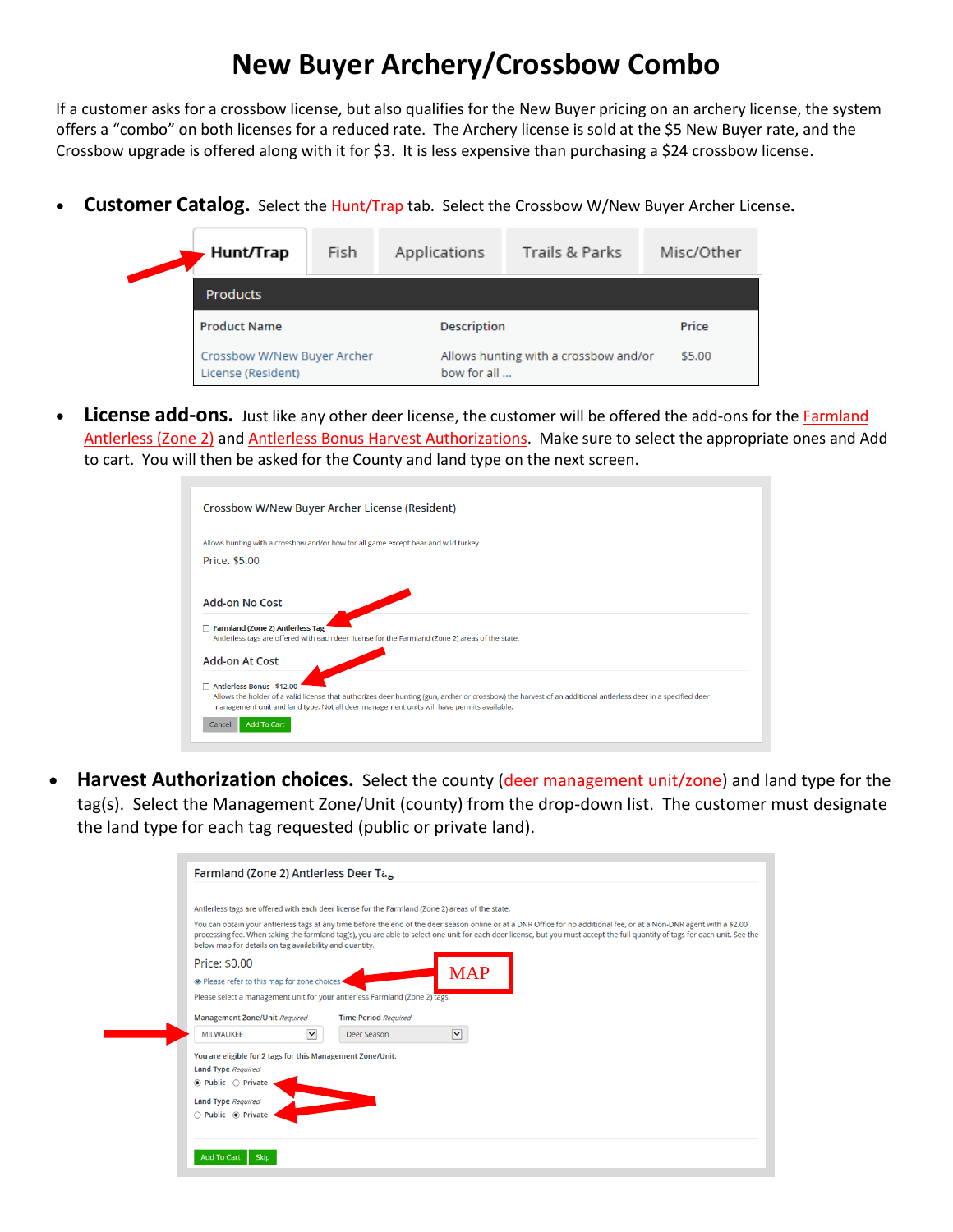# New Buyer Archery/Crossbow Combo

If a customer asks for a crossbow license, but also qualifies for the New Buyer pricing on an archery license, the system offers a "combo" on both licenses for a reduced rate. The Archery license is sold at the $5 New Buyer rate, and the Crossbow upgrade is offered along with it for $3. It is less expensive than purchasing a $24 crossbow license.

- **Customer Catalog.** Select the Hunt/Trap tab. Select the Crossbow W/New Buyer Archer License.

  Hunt/Trap | Fish | Applications | Trails & Parks | Misc/Other

  Products

  | Product Name | Description | Price |
  |---|---|---|
  | Crossbow W/New Buyer Archer License (Resident) | Allows hunting with a crossbow and/or bow for all ... | $5.00 |

- **License add-ons.** Just like any other deer license, the customer will be offered the add-ons for the Farmland Antlerless (Zone 2) and Antlerless Bonus Harvest Authorizations. Make sure to select the appropriate ones and Add to cart. You will then be asked for the County and land type on the next screen.

  Crossbow W/New Buyer Archer License (Resident)

  Allows hunting with a crossbow and/or bow for all game except bear and wild turkey.

  Price: $5.00

  Add-on No Cost

  ☐ Farmland (Zone 2) Antlerless Tag
  Antlerless tags are offered with each deer license for the Farmland (Zone 2) areas of the state.

  Add-on At Cost

  ☐ Antlerless Bonus $12.00
  Allows the holder of a valid license that authorizes deer hunting (gun, archer or crossbow) the harvest of an additional antlerless deer in a specified deer management unit and land type. Not all deer management units will have permits available.

  Cancel | Add To Cart

- **Harvest Authorization choices.** Select the county (deer management unit/zone) and land type for the tag(s). Select the Management Zone/Unit (county) from the drop-down list. The customer must designate the land type for each tag requested (public or private land).

  Farmland (Zone 2) Antlerless Deer Tag

  Antlerless tags are offered with each deer license for the Farmland (Zone 2) areas of the state.

  You can obtain your antlerless tags at any time before the end of the deer season online or at a DNR Office for no additional fee, or at a Non-DNR agent with a $2.00 processing fee. When taking the farmland tag(s), you are able to select one unit for each deer license, but you must accept the full quantity of tags for each unit. See the below map for details on tag availability and quantity.

  Price: $0.00

  Please refer to this map for zone choices — MAP

  Please select a management unit for your antlerless Farmland (Zone 2) tags.

  Management Zone/Unit *Required*: MILWAUKEE — Time Period *Required*: Deer Season

  You are eligible for 2 tags for this Management Zone/Unit:

  Land Type *Required*: ◉ Public ○ Private

  Land Type *Required*: ○ Public ◉ Private

  Add To Cart | Skip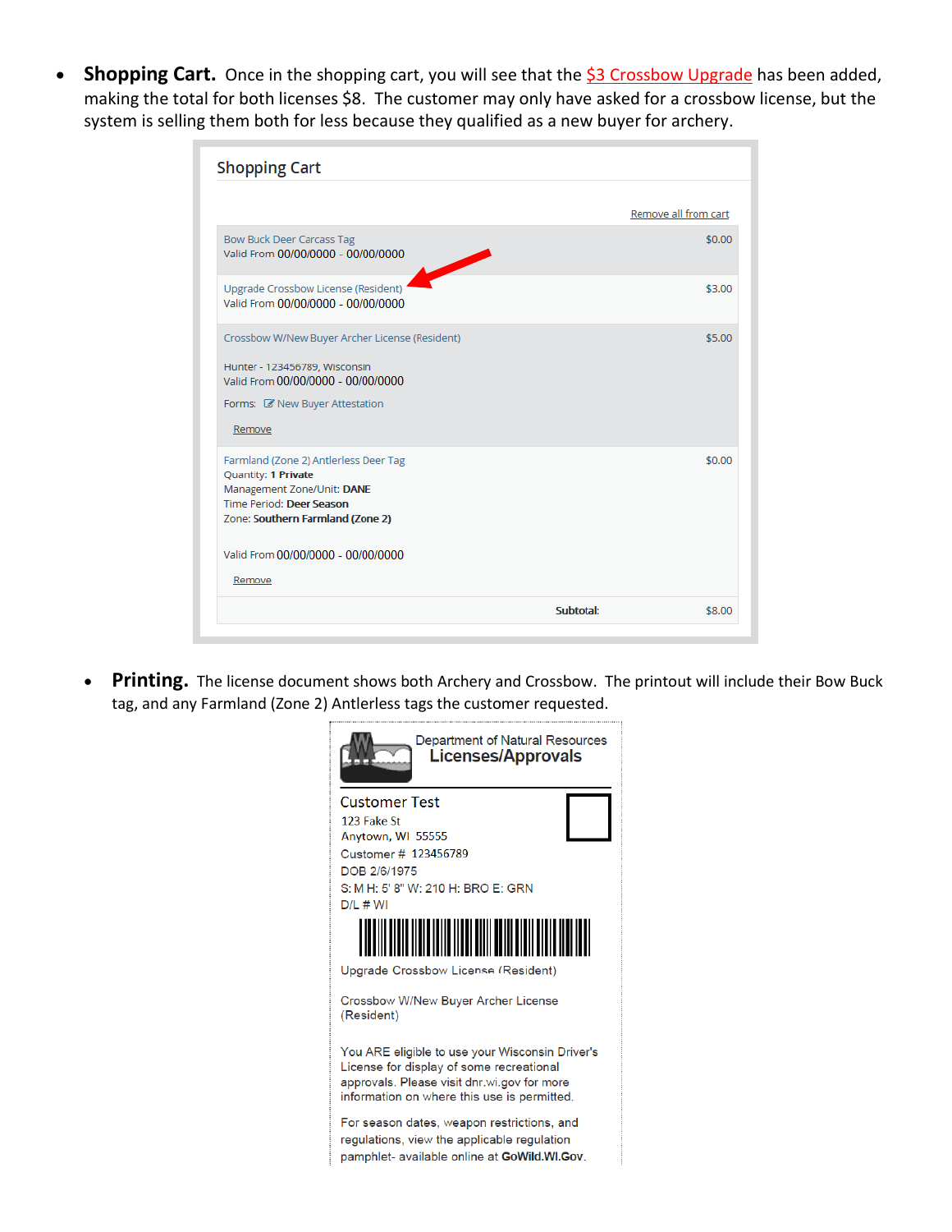- **Shopping Cart.** Once in the shopping cart, you will see that the $3 Crossbow Upgrade has been added, making the total for both licenses $8. The customer may only have asked for a crossbow license, but the system is selling them both for less because they qualified as a new buyer for archery.

Shopping Cart

Remove all from cart

| | |
|---|---|
| Bow Buck Deer Carcass Tag<br>Valid From 00/00/0000 - 00/00/0000 | $0.00 |
| Upgrade Crossbow License (Resident)<br>Valid From 00/00/0000 - 00/00/0000 | $3.00 |
| Crossbow W/New Buyer Archer License (Resident)<br><br>Hunter - 123456789, Wisconsin<br>Valid From 00/00/0000 - 00/00/0000<br><br>Forms: New Buyer Attestation<br><br>Remove | $5.00 |
| Farmland (Zone 2) Antlerless Deer Tag<br>Quantity: **1 Private**<br>Management Zone/Unit: **DANE**<br>Time Period: **Deer Season**<br>Zone: **Southern Farmland (Zone 2)**<br><br>Valid From 00/00/0000 - 00/00/0000<br><br>Remove | $0.00 |
| **Subtotal:** | $8.00 |

- **Printing.** The license document shows both Archery and Crossbow. The printout will include their Bow Buck tag, and any Farmland (Zone 2) Antlerless tags the customer requested.

Department of Natural Resources
**Licenses/Approvals**

Customer Test
123 Fake St
Anytown, WI 55555
Customer # 123456789
DOB 2/6/1975
S: M H: 5' 8" W: 210 H: BRO E: GRN
D/L # WI

Upgrade Crossbow License (Resident)

Crossbow W/New Buyer Archer License (Resident)

You ARE eligible to use your Wisconsin Driver's License for display of some recreational approvals. Please visit dnr.wi.gov for more information on where this use is permitted.

For season dates, weapon restrictions, and regulations, view the applicable regulation pamphlet- available online at **GoWild.WI.Gov**.